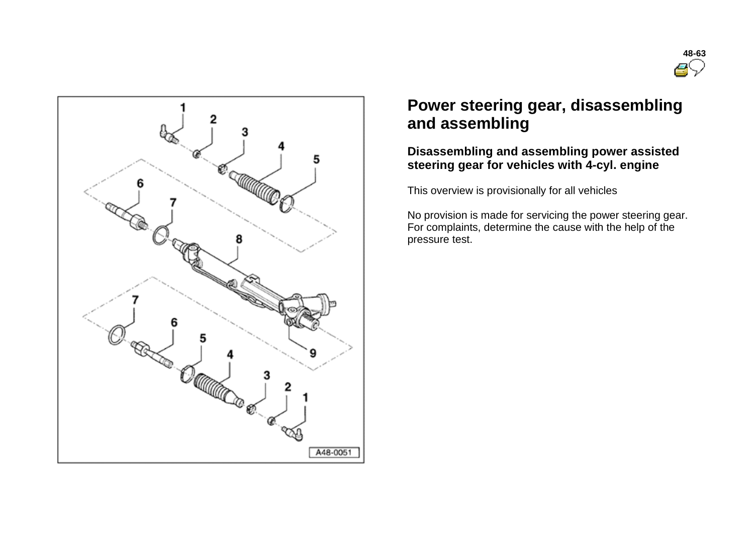# Power steering gear, disassembling and assembling

## Disassembling and assembling power assisted steering gear for vehicles with 4-cyl. engine

This overview is provisionally for all vehicles

No provision is made for servicing the power steering gear. For complaints, determine the cause with the help of the pressure test.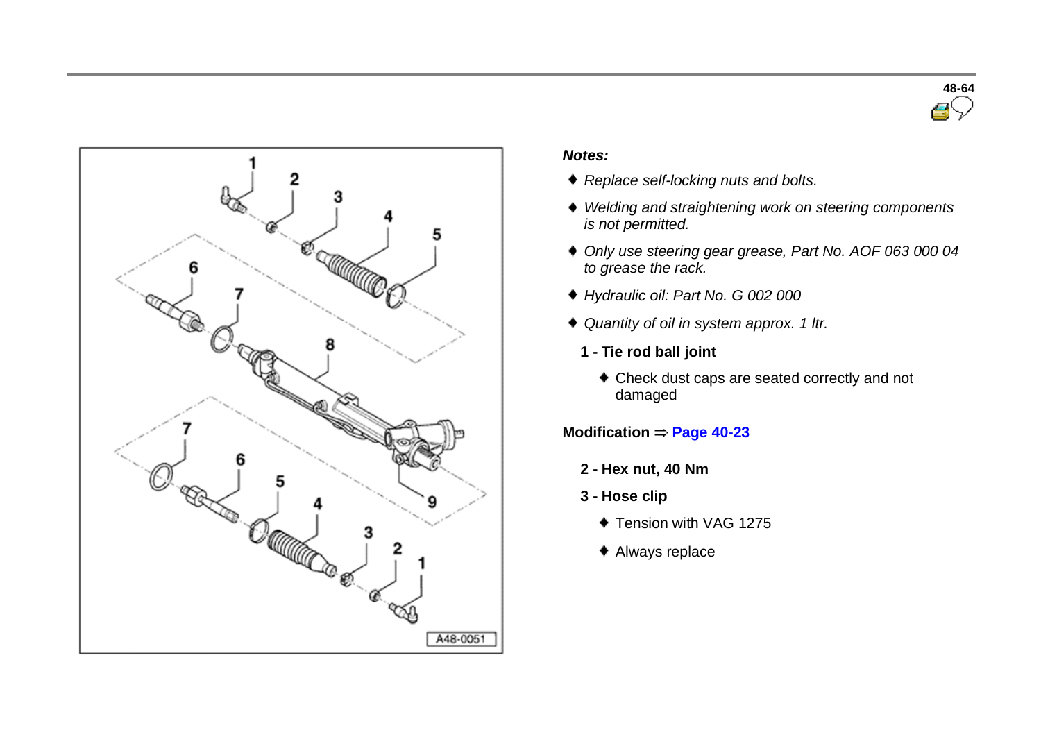*Notes:*

- *Replace self-locking nuts and bolts.*
- *Welding and straightening work on steering components is not permitted.*
- *Only use steering gear grease, Part No. AOF 063 000 04 to grease the rack.*
- *Hydraulic oil: Part No. G 002 000*
- *Quantity of oil in system approx. 1 ltr.*

**1 - Tie rod ball joint**

- Check dust caps are seated correctly and not damaged

**Modification** ⇒ **Page 40-23**

**2 - Hex nut, 40 Nm**

**3 - Hose clip**

- Tension with VAG 1275
- Always replace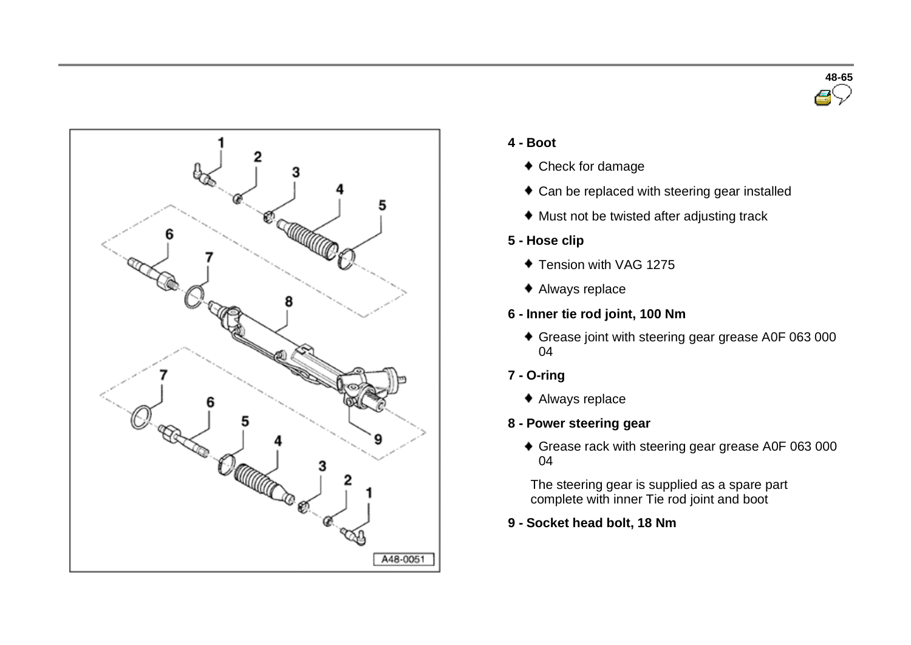**4 - Boot**

- Check for damage
- Can be replaced with steering gear installed
- Must not be twisted after adjusting track

**5 - Hose clip**

- Tension with VAG 1275
- Always replace

**6 - Inner tie rod joint, 100 Nm**

- Grease joint with steering gear grease A0F 063 000 04

**7 - O-ring**

- Always replace

**8 - Power steering gear**

- Grease rack with steering gear grease A0F 063 000 04

The steering gear is supplied as a spare part complete with inner Tie rod joint and boot

**9 - Socket head bolt, 18 Nm**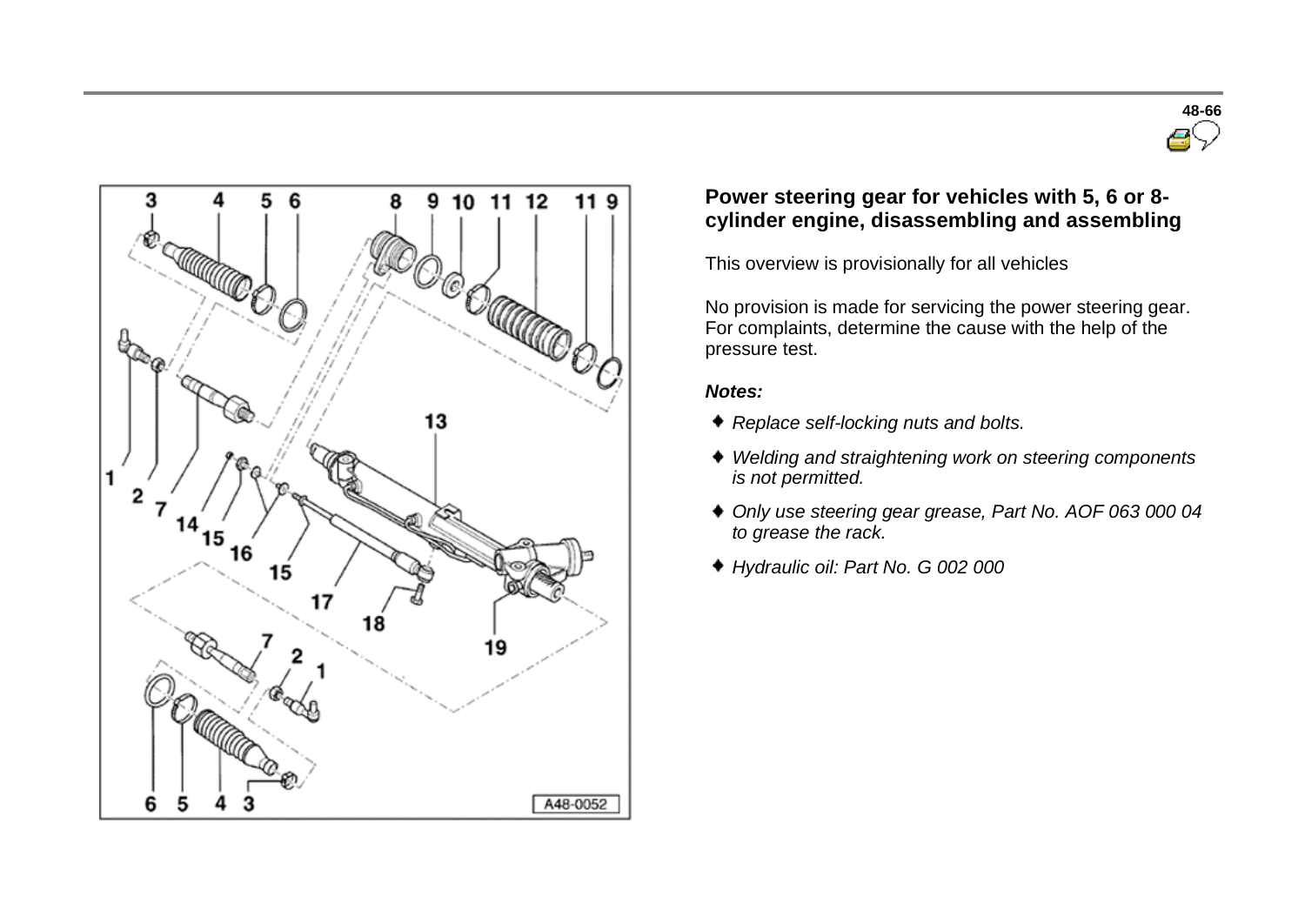## Power steering gear for vehicles with 5, 6 or 8-cylinder engine, disassembling and assembling

This overview is provisionally for all vehicles

No provision is made for servicing the power steering gear. For complaints, determine the cause with the help of the pressure test.

***Notes:***

- *Replace self-locking nuts and bolts.*
- *Welding and straightening work on steering components is not permitted.*
- *Only use steering gear grease, Part No. AOF 063 000 04 to grease the rack.*
- *Hydraulic oil: Part No. G 002 000*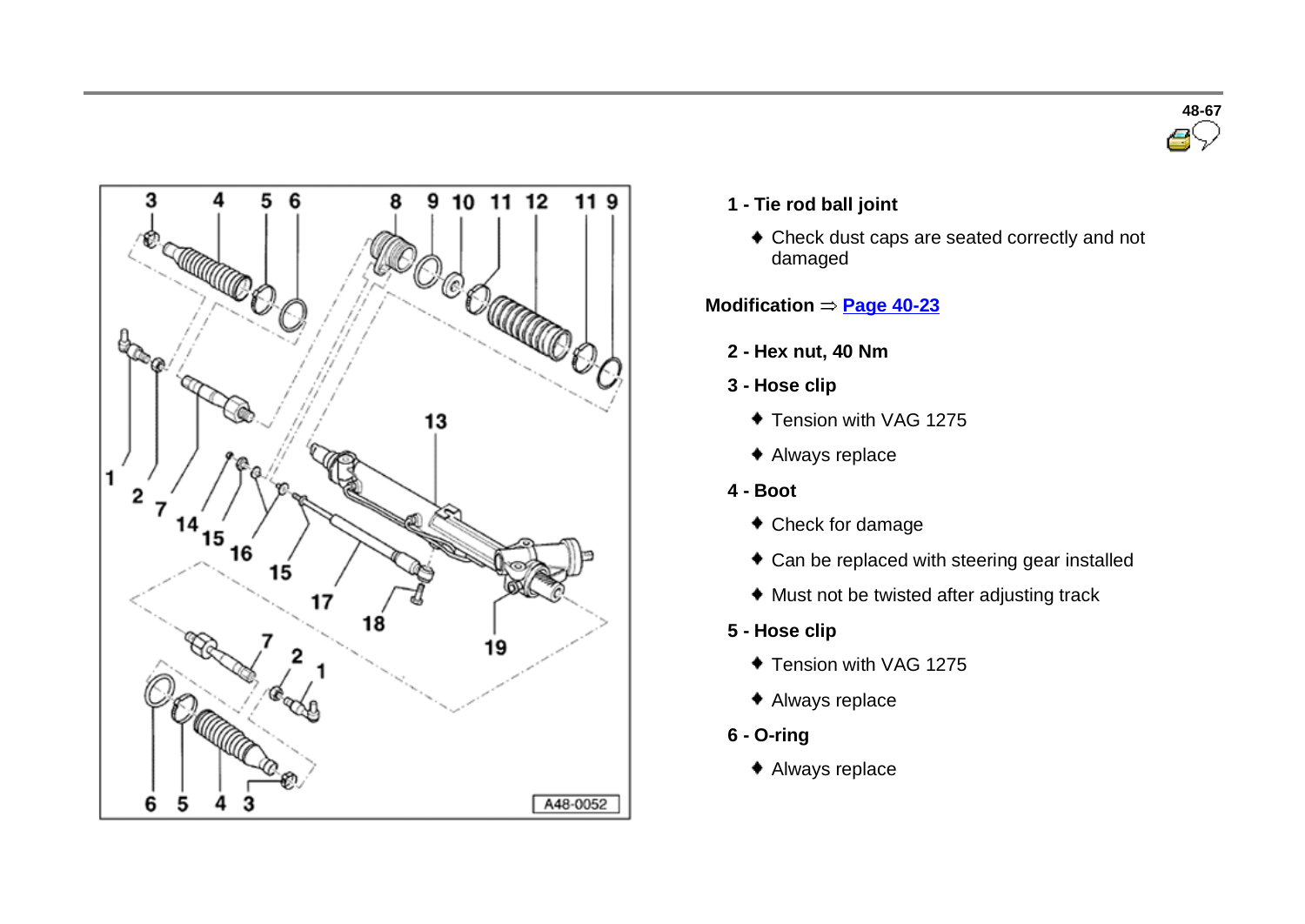**1 - Tie rod ball joint**

- Check dust caps are seated correctly and not damaged

**Modification ⇒ Page 40-23**

**2 - Hex nut, 40 Nm**

**3 - Hose clip**

- Tension with VAG 1275
- Always replace

**4 - Boot**

- Check for damage
- Can be replaced with steering gear installed
- Must not be twisted after adjusting track

**5 - Hose clip**

- Tension with VAG 1275
- Always replace

**6 - O-ring**

- Always replace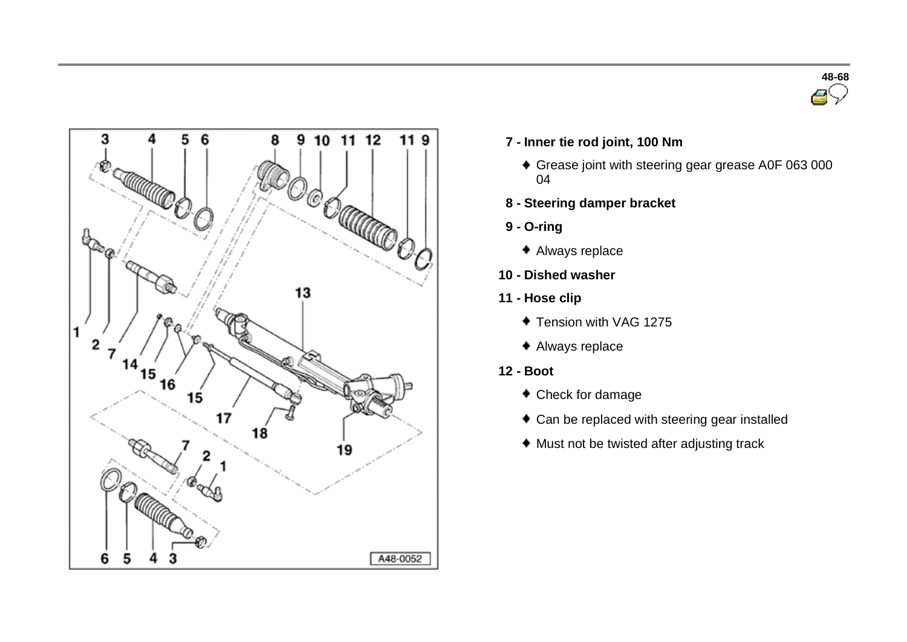- **7 - Inner tie rod joint, 100 Nm**
  - Grease joint with steering gear grease A0F 063 000 04
- **8 - Steering damper bracket**
- **9 - O-ring**
  - Always replace
- **10 - Dished washer**
- **11 - Hose clip**
  - Tension with VAG 1275
  - Always replace
- **12 - Boot**
  - Check for damage
  - Can be replaced with steering gear installed
  - Must not be twisted after adjusting track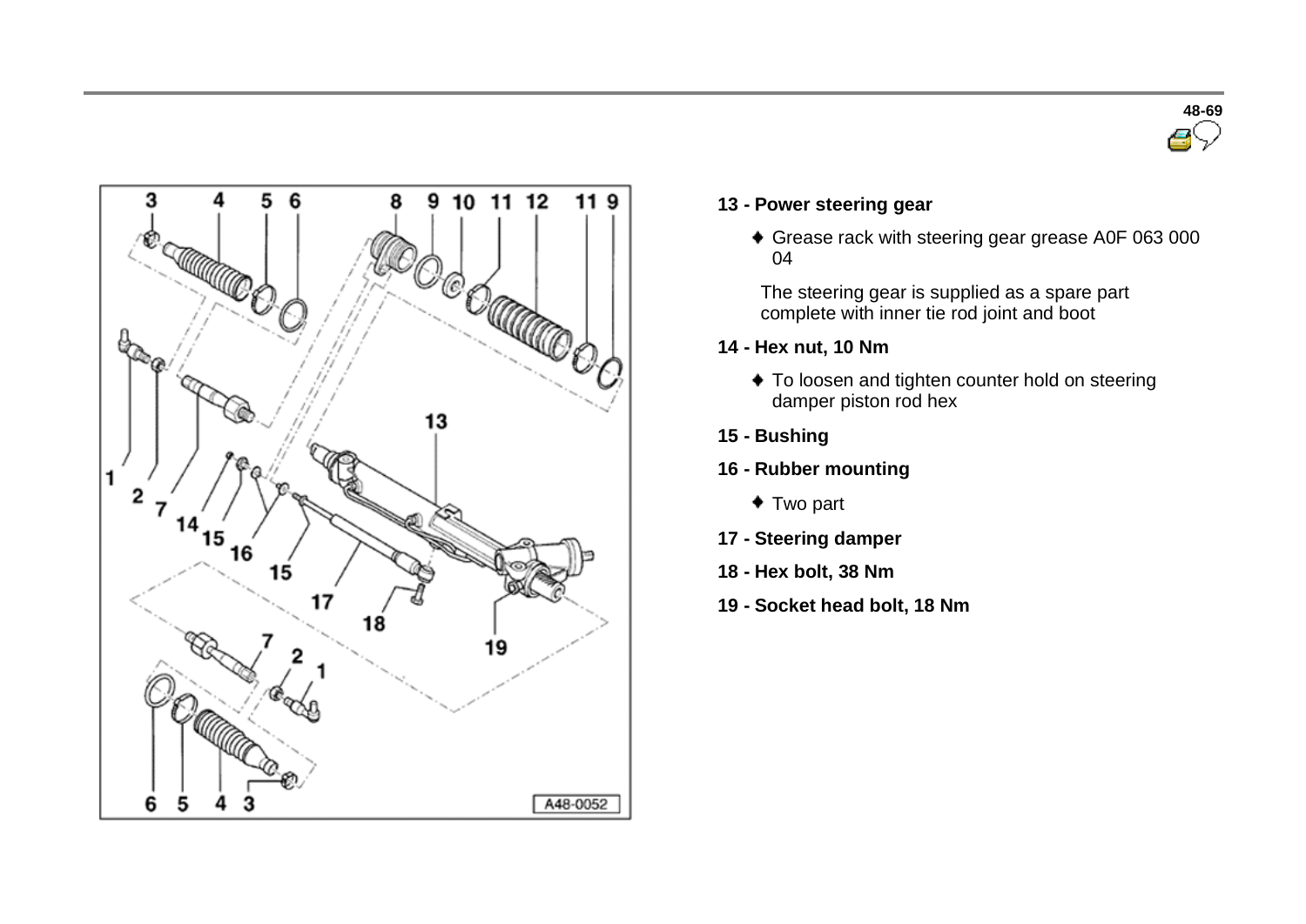**13 - Power steering gear**

- Grease rack with steering gear grease A0F 063 000 04

The steering gear is supplied as a spare part complete with inner tie rod joint and boot

**14 - Hex nut, 10 Nm**

- To loosen and tighten counter hold on steering damper piston rod hex

**15 - Bushing**

**16 - Rubber mounting**

- Two part

**17 - Steering damper**

**18 - Hex bolt, 38 Nm**

**19 - Socket head bolt, 18 Nm**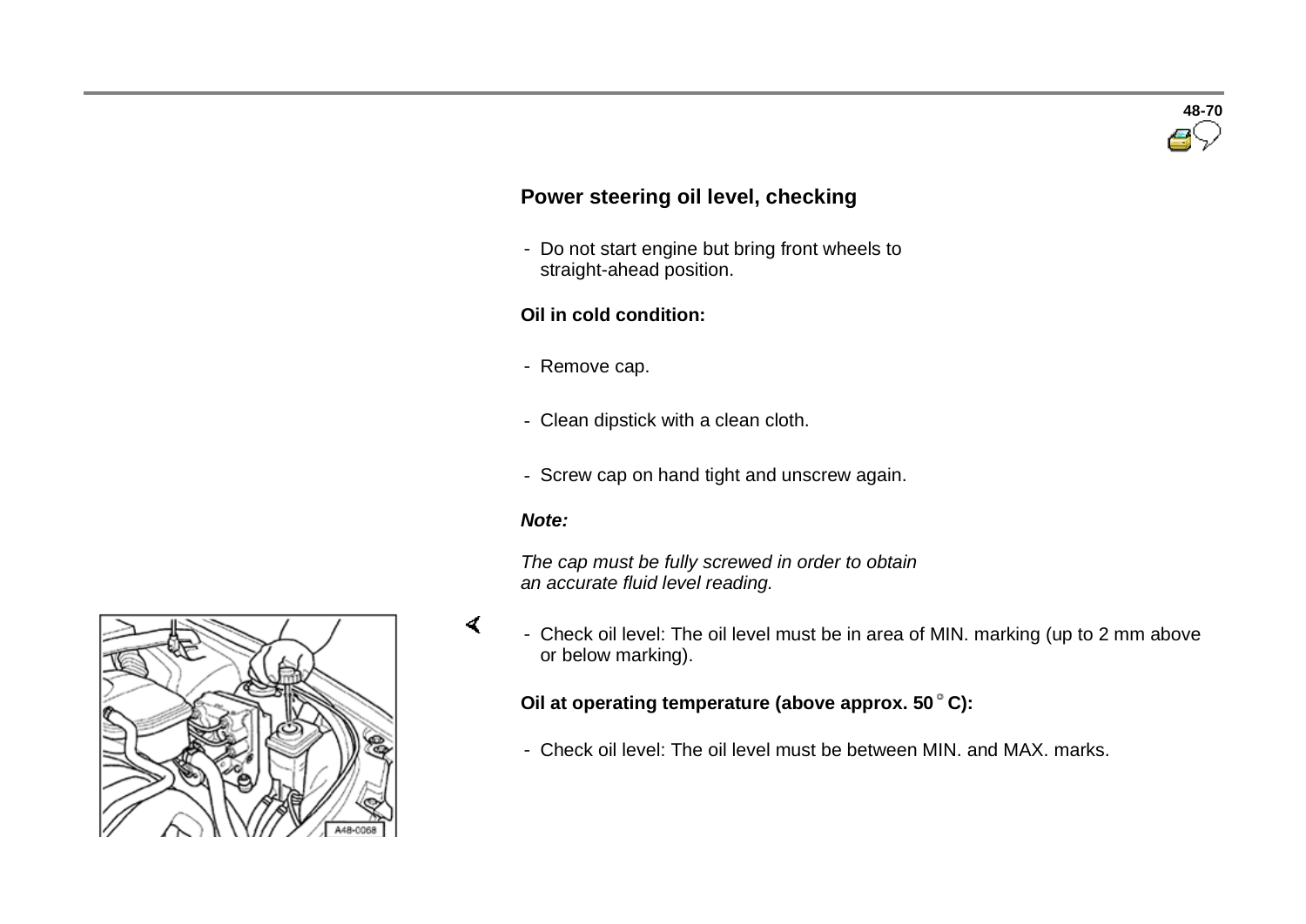## Power steering oil level, checking

- Do not start engine but bring front wheels to straight-ahead position.

**Oil in cold condition:**

- Remove cap.
- Clean dipstick with a clean cloth.
- Screw cap on hand tight and unscrew again.

***Note:***

*The cap must be fully screwed in order to obtain an accurate fluid level reading.*

- Check oil level: The oil level must be in area of MIN. marking (up to 2 mm above or below marking).

**Oil at operating temperature (above approx. 50 °C):**

- Check oil level: The oil level must be between MIN. and MAX. marks.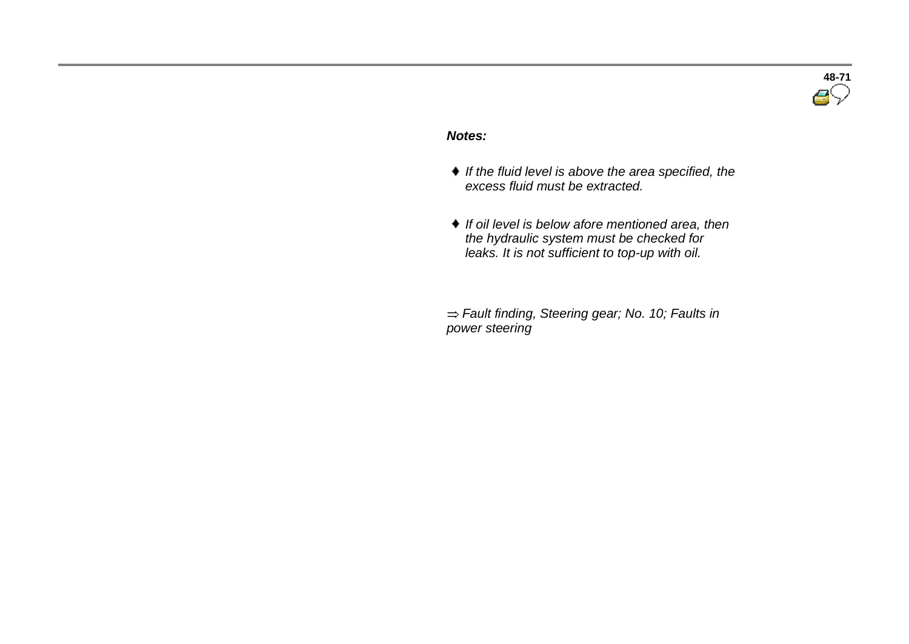***Notes:***

- *If the fluid level is above the area specified, the excess fluid must be extracted.*
- *If oil level is below afore mentioned area, then the hydraulic system must be checked for leaks. It is not sufficient to top-up with oil.*

⇒ *Fault finding, Steering gear; No. 10; Faults in power steering*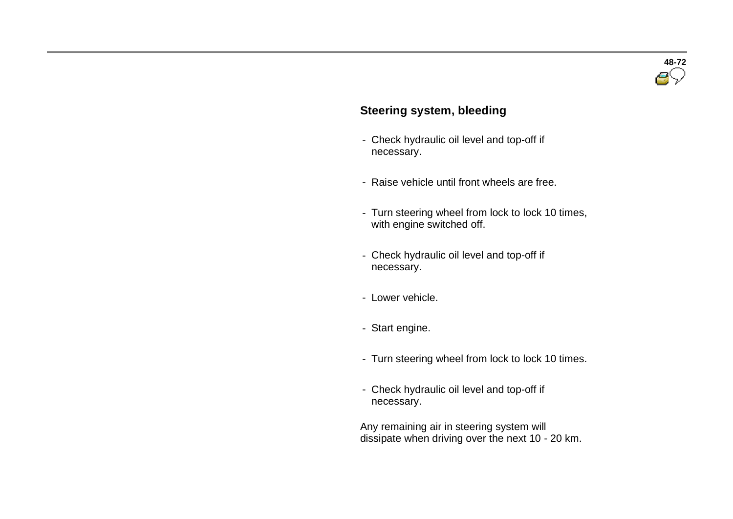## Steering system, bleeding

- Check hydraulic oil level and top-off if necessary.
- Raise vehicle until front wheels are free.
- Turn steering wheel from lock to lock 10 times, with engine switched off.
- Check hydraulic oil level and top-off if necessary.
- Lower vehicle.
- Start engine.
- Turn steering wheel from lock to lock 10 times.
- Check hydraulic oil level and top-off if necessary.

Any remaining air in steering system will dissipate when driving over the next 10 - 20 km.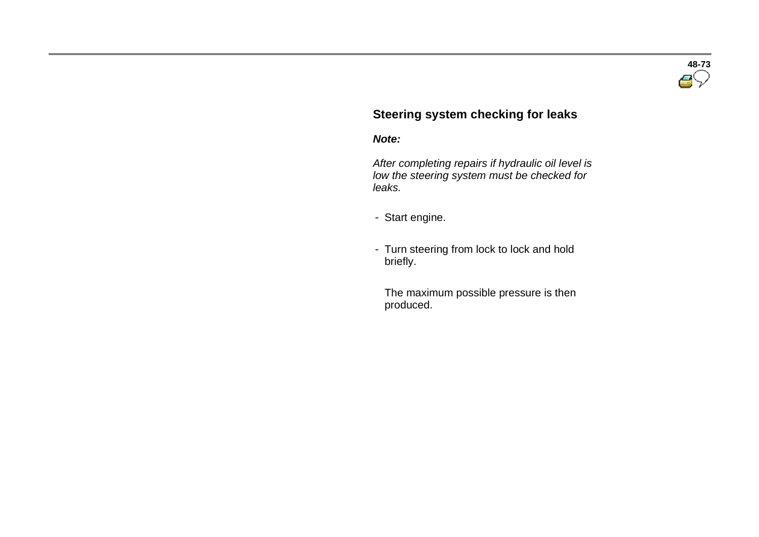## Steering system checking for leaks

***Note:***

*After completing repairs if hydraulic oil level is low the steering system must be checked for leaks.*

- Start engine.

- Turn steering from lock to lock and hold briefly.

  The maximum possible pressure is then produced.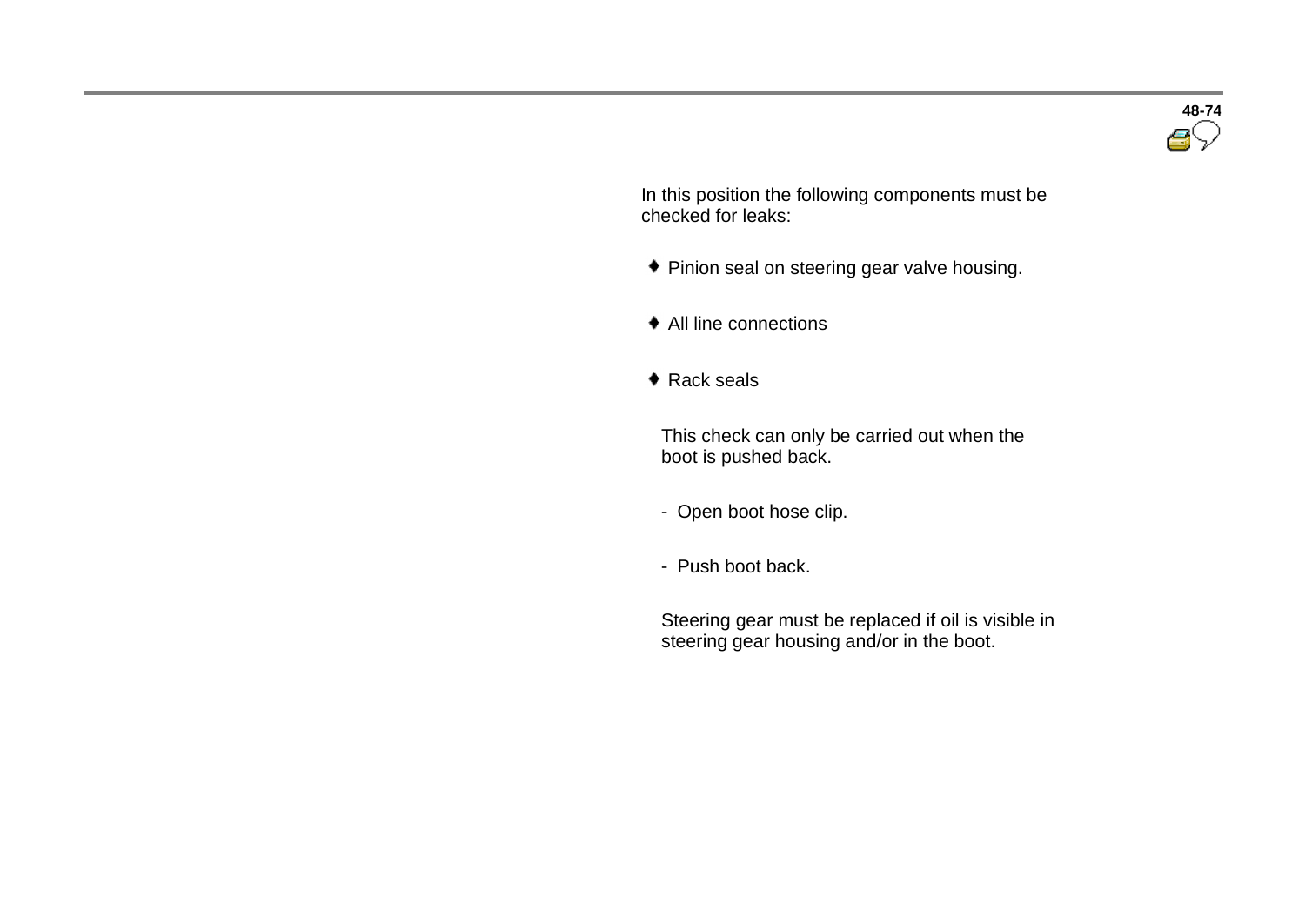In this position the following components must be checked for leaks:

- Pinion seal on steering gear valve housing.
- All line connections
- Rack seals

This check can only be carried out when the boot is pushed back.

- Open boot hose clip.
- Push boot back.

Steering gear must be replaced if oil is visible in steering gear housing and/or in the boot.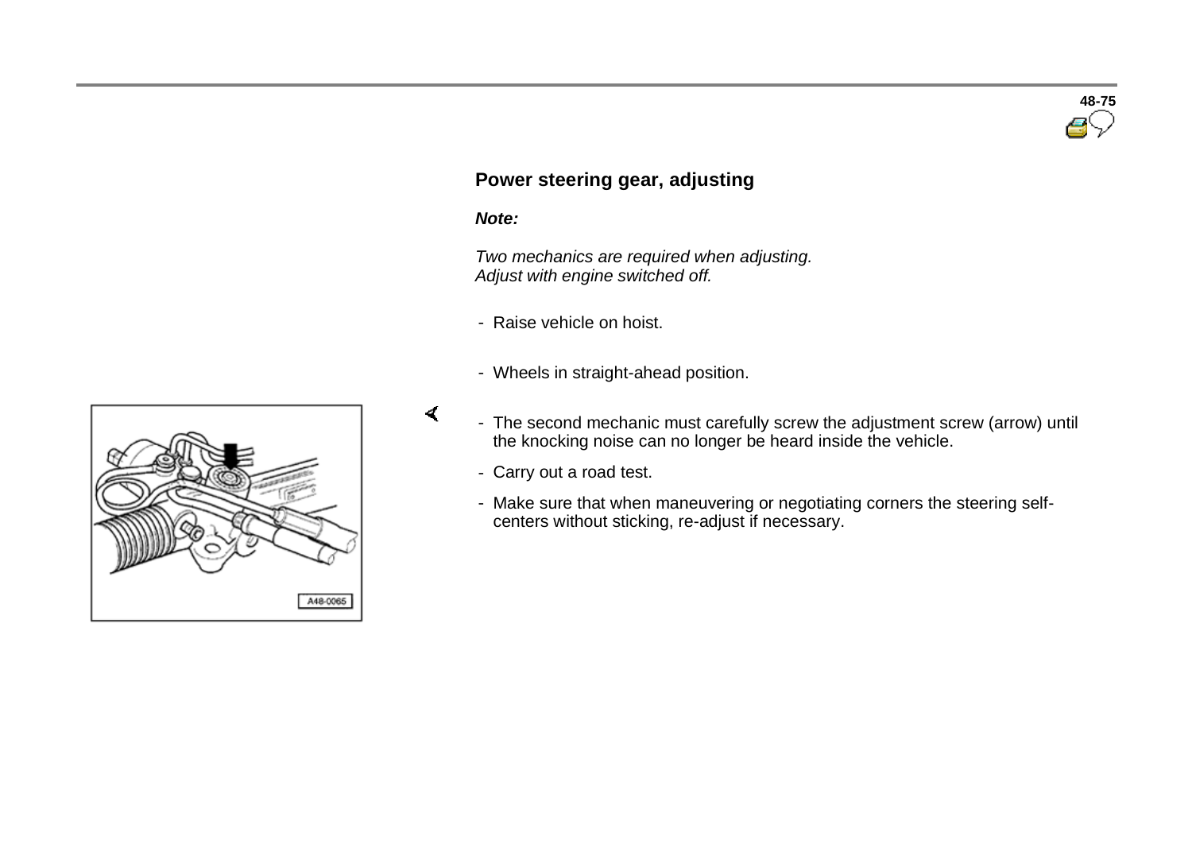## Power steering gear, adjusting

***Note:***

*Two mechanics are required when adjusting.*
*Adjust with engine switched off.*

- Raise vehicle on hoist.
- Wheels in straight-ahead position.
- The second mechanic must carefully screw the adjustment screw (arrow) until the knocking noise can no longer be heard inside the vehicle.
- Carry out a road test.
- Make sure that when maneuvering or negotiating corners the steering self-centers without sticking, re-adjust if necessary.